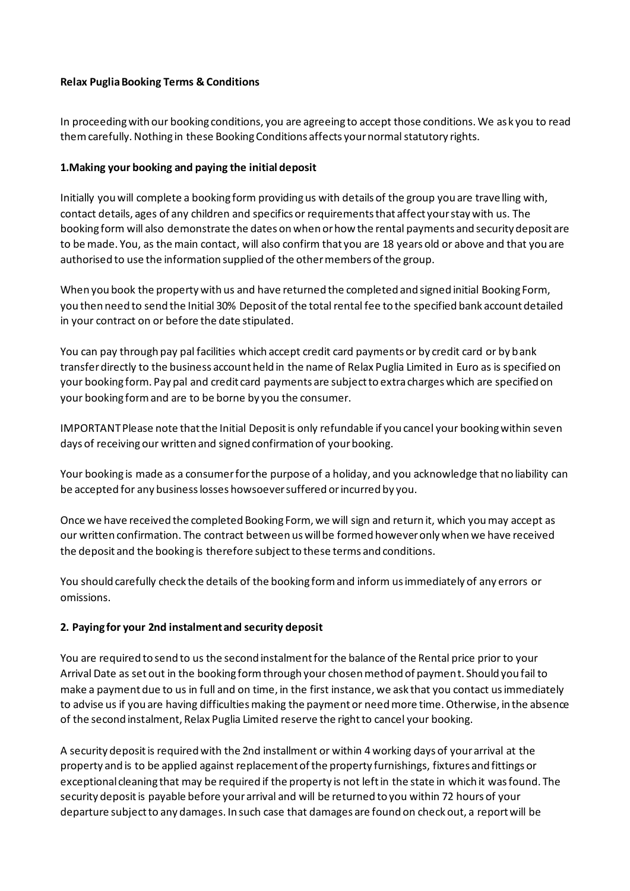**Relax Puglia Booking Terms & Conditions**

In proceeding with our booking conditions, you are agreeing to accept those conditions. We ask you to read them carefully. Nothing in these Booking Conditions affects your normal statutory rights.

**1.Making your booking and paying the initial deposit**

Initially you will complete a booking form providing us with details of the group you are travelling with, contact details, ages of any children and specifics or requirements that affect your stay with us. The booking form will also demonstrate the dates on when or how the rental payments and security deposit are to be made. You, as the main contact, will also confirm that you are 18 years old or above and that you are authorised to use the information supplied of the other members of the group.

When you book the property with us and have returned the completed and signed initial Booking Form, you then need to send the Initial 30% Deposit of the total rental fee to the specified bank account detailed in your contract on or before the date stipulated.

You can pay through pay pal facilities which accept credit card payments or by credit card or by bank transfer directly to the business account held in the name of Relax Puglia Limited in Euro as is specified on your booking form. Pay pal and credit card payments are subject to extra charges which are specified on your booking form and are to be borne by you the consumer.

IMPORTANT Please note that the Initial Deposit is only refundable if you cancel your booking within seven days of receiving our written and signed confirmation of your booking.

Your booking is made as a consumer for the purpose of a holiday, and you acknowledge that no liability can be accepted for any business losses howsoever suffered or incurred by you.

Once we have received the completed Booking Form, we will sign and return it, which you may accept as our written confirmation. The contract between us will be formed however only when we have received the deposit and the booking is therefore subject to these terms and conditions.

You should carefully check the details of the booking form and inform us immediately of any errors or omissions.

**2. Paying for your 2nd instalment and security deposit**

You are required to send to us the second instalment for the balance of the Rental price prior to your Arrival Date as set out in the booking form through your chosen method of payment. Should you fail to make a payment due to us in full and on time, in the first instance, we ask that you contact us immediately to advise us if you are having difficulties making the payment or need more time. Otherwise, in the absence of the second instalment, Relax Puglia Limited reserve the right to cancel your booking.

A security deposit is required with the 2nd installment or within 4 working days of your arrival at the property and is to be applied against replacement of the property furnishings, fixtures and fittings or exceptional cleaning that may be required if the property is not left in the state in which it was found. The security deposit is payable before your arrival and will be returned to you within 72 hours of your departure subject to any damages. In such case that damages are found on check out, a report will be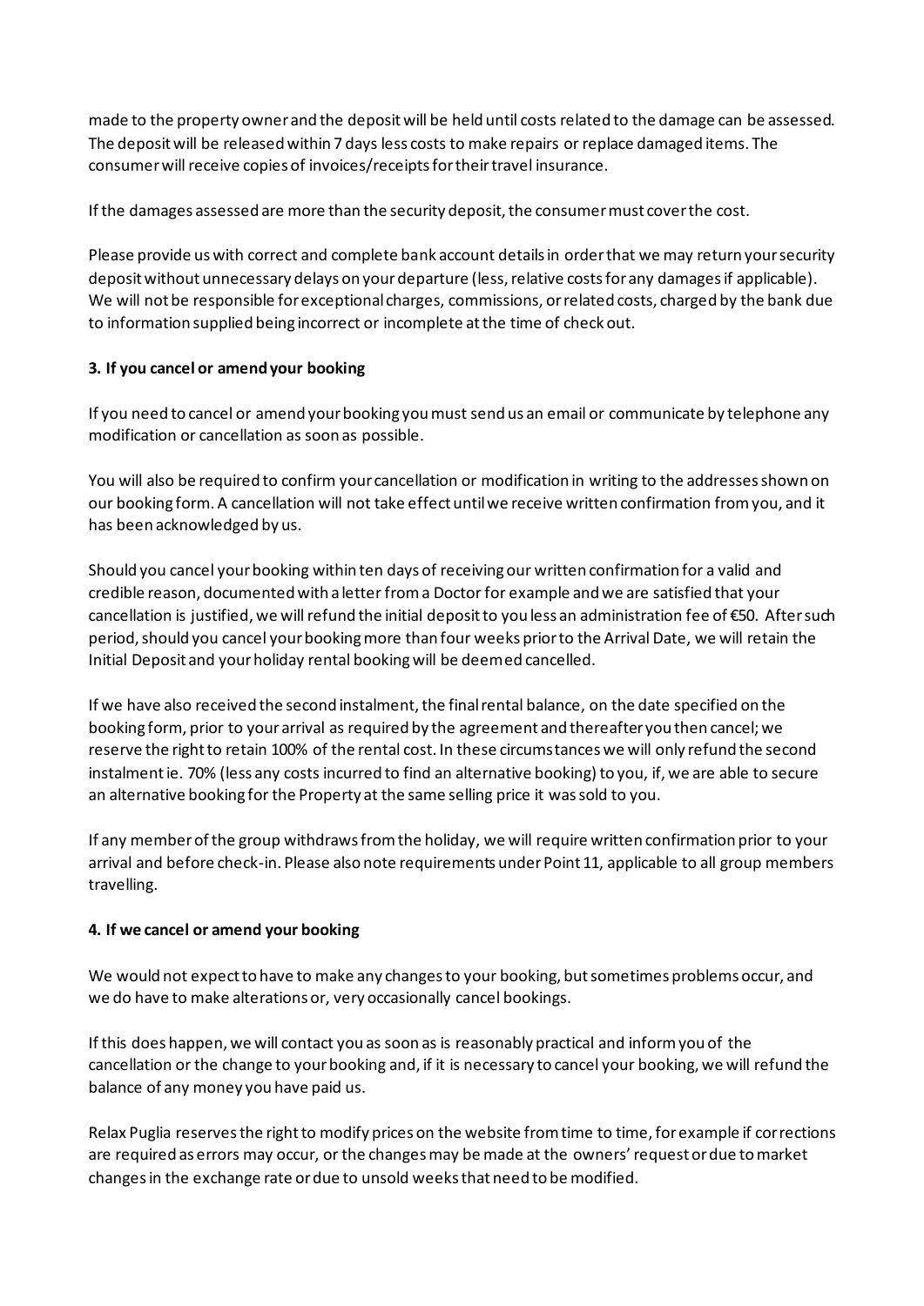made to the property owner and the deposit will be held until costs related to the damage can be assessed. The deposit will be released within 7 days less costs to make repairs or replace damaged items. The consumer will receive copies of invoices/receipts for their travel insurance.

If the damages assessed are more than the security deposit, the consumer must cover the cost.

Please provide us with correct and complete bank account details in order that we may return your security deposit without unnecessary delays on your departure (less, relative costs for any damages if applicable). We will not be responsible for exceptional charges, commissions, or related costs, charged by the bank due to information supplied being incorrect or incomplete at the time of check out.

**3. If you cancel or amend your booking**

If you need to cancel or amend your booking you must send us an email or communicate by telephone any modification or cancellation as soon as possible.

You will also be required to confirm your cancellation or modification in writing to the addresses shown on our booking form. A cancellation will not take effect until we receive written confirmation from you, and it has been acknowledged by us.

Should you cancel your booking within ten days of receiving our written confirmation for a valid and credible reason, documented with a letter from a Doctor for example and we are satisfied that your cancellation is justified, we will refund the initial deposit to you less an administration fee of €50. After such period, should you cancel your booking more than four weeks prior to the Arrival Date, we will retain the Initial Deposit and your holiday rental booking will be deemed cancelled.

If we have also received the second instalment, the final rental balance, on the date specified on the booking form, prior to your arrival as required by the agreement and thereafter you then cancel; we reserve the right to retain 100% of the rental cost. In these circumstances we will only refund the second instalment ie. 70% (less any costs incurred to find an alternative booking) to you, if, we are able to secure an alternative booking for the Property at the same selling price it was sold to you.

If any member of the group withdraws from the holiday, we will require written confirmation prior to your arrival and before check-in. Please also note requirements under Point 11, applicable to all group members travelling.

**4. If we cancel or amend your booking**

We would not expect to have to make any changes to your booking, but sometimes problems occur, and we do have to make alterations or, very occasionally cancel bookings.

If this does happen, we will contact you as soon as is reasonably practical and inform you of the cancellation or the change to your booking and, if it is necessary to cancel your booking, we will refund the balance of any money you have paid us.

Relax Puglia reserves the right to modify prices on the website from time to time, for example if corrections are required as errors may occur, or the changes may be made at the owners' request or due to market changes in the exchange rate or due to unsold weeks that need to be modified.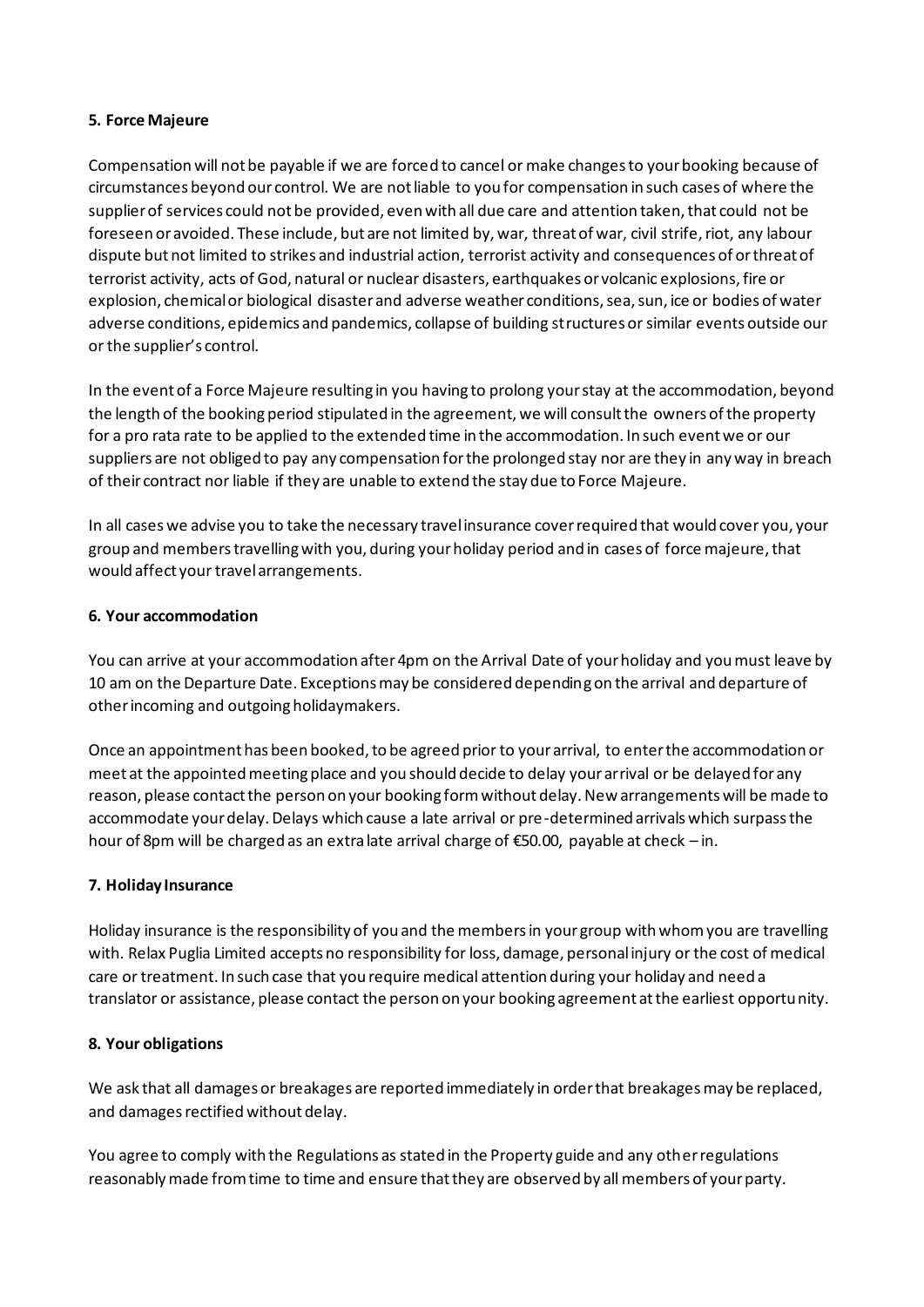**5. Force Majeure**

Compensation will not be payable if we are forced to cancel or make changes to your booking because of circumstances beyond our control. We are not liable to you for compensation in such cases of where the supplier of services could not be provided, even with all due care and attention taken, that could not be foreseen or avoided. These include, but are not limited by, war, threat of war, civil strife, riot, any labour dispute but not limited to strikes and industrial action, terrorist activity and consequences of or threat of terrorist activity, acts of God, natural or nuclear disasters, earthquakes or volcanic explosions, fire or explosion, chemical or biological disaster and adverse weather conditions, sea, sun, ice or bodies of water adverse conditions, epidemics and pandemics, collapse of building structures or similar events outside our or the supplier's control.

In the event of a Force Majeure resulting in you having to prolong your stay at the accommodation, beyond the length of the booking period stipulated in the agreement, we will consult the owners of the property for a pro rata rate to be applied to the extended time in the accommodation. In such event we or our suppliers are not obliged to pay any compensation for the prolonged stay nor are they in any way in breach of their contract nor liable if they are unable to extend the stay due to Force Majeure.

In all cases we advise you to take the necessary travel insurance cover required that would cover you, your group and members travelling with you, during your holiday period and in cases of force majeure, that would affect your travel arrangements.

**6. Your accommodation**

You can arrive at your accommodation after 4pm on the Arrival Date of your holiday and you must leave by 10 am on the Departure Date. Exceptions may be considered depending on the arrival and departure of other incoming and outgoing holidaymakers.

Once an appointment has been booked, to be agreed prior to your arrival, to enter the accommodation or meet at the appointed meeting place and you should decide to delay your arrival or be delayed for any reason, please contact the person on your booking form without delay. New arrangements will be made to accommodate your delay. Delays which cause a late arrival or pre-determined arrivals which surpass the hour of 8pm will be charged as an extra late arrival charge of €50.00, payable at check – in.

**7. Holiday Insurance**

Holiday insurance is the responsibility of you and the members in your group with whom you are travelling with. Relax Puglia Limited accepts no responsibility for loss, damage, personal injury or the cost of medical care or treatment. In such case that you require medical attention during your holiday and need a translator or assistance, please contact the person on your booking agreement at the earliest opportunity.

**8. Your obligations**

We ask that all damages or breakages are reported immediately in order that breakages may be replaced, and damages rectified without delay.

You agree to comply with the Regulations as stated in the Property guide and any other regulations reasonably made from time to time and ensure that they are observed by all members of your party.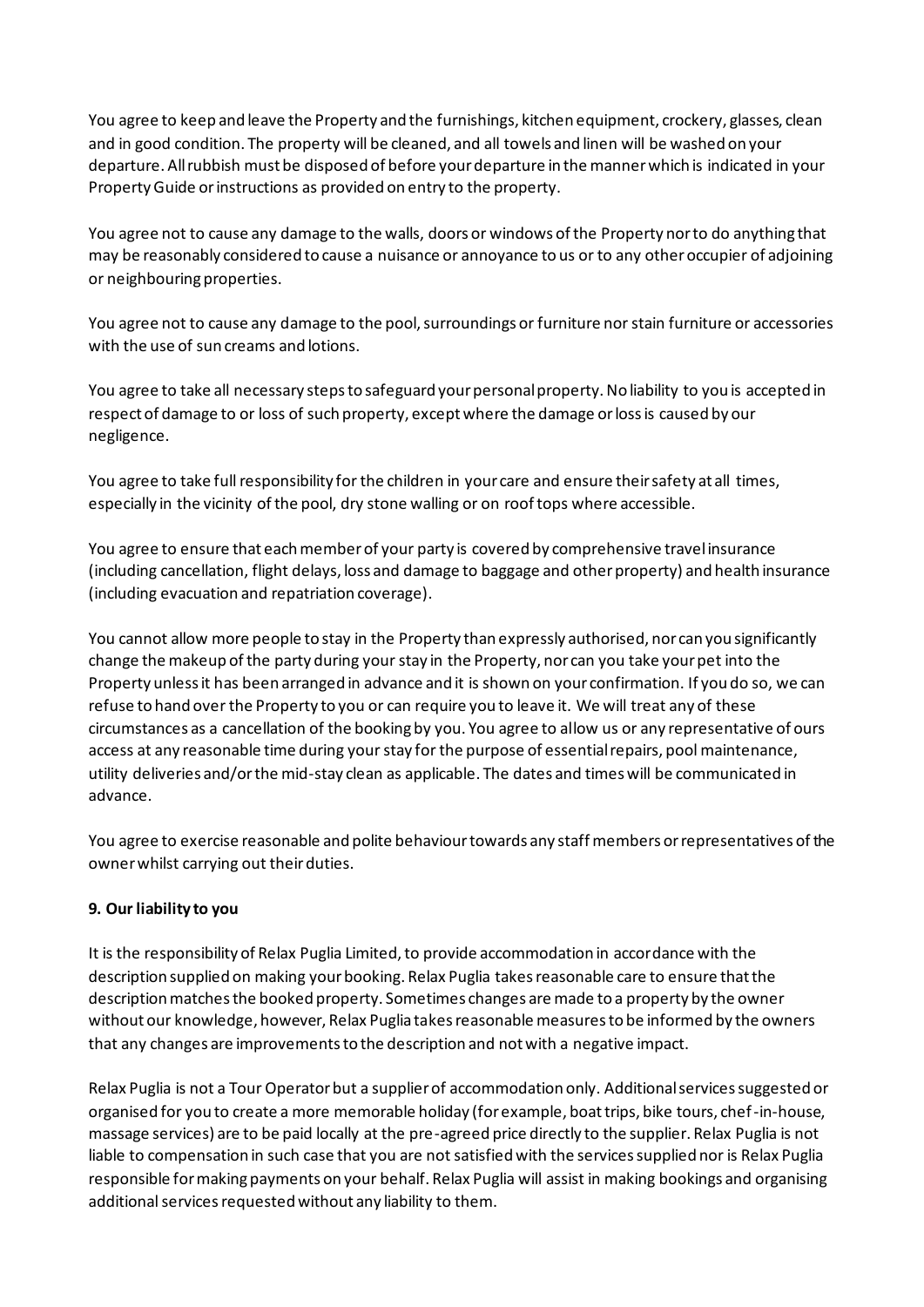You agree to keep and leave the Property and the furnishings, kitchen equipment, crockery, glasses, clean and in good condition. The property will be cleaned, and all towels and linen will be washed on your departure. All rubbish must be disposed of before your departure in the manner which is indicated in your Property Guide or instructions as provided on entry to the property.

You agree not to cause any damage to the walls, doors or windows of the Property nor to do anything that may be reasonably considered to cause a nuisance or annoyance to us or to any other occupier of adjoining or neighbouring properties.

You agree not to cause any damage to the pool, surroundings or furniture nor stain furniture or accessories with the use of sun creams and lotions.

You agree to take all necessary steps to safeguard your personal property. No liability to you is accepted in respect of damage to or loss of such property, except where the damage or loss is caused by our negligence.

You agree to take full responsibility for the children in your care and ensure their safety at all times, especially in the vicinity of the pool, dry stone walling or on roof tops where accessible.

You agree to ensure that each member of your party is covered by comprehensive travel insurance (including cancellation, flight delays, loss and damage to baggage and other property) and health insurance (including evacuation and repatriation coverage).

You cannot allow more people to stay in the Property than expressly authorised, nor can you significantly change the makeup of the party during your stay in the Property, nor can you take your pet into the Property unless it has been arranged in advance and it is shown on your confirmation. If you do so, we can refuse to hand over the Property to you or can require you to leave it. We will treat any of these circumstances as a cancellation of the booking by you. You agree to allow us or any representative of ours access at any reasonable time during your stay for the purpose of essential repairs, pool maintenance, utility deliveries and/or the mid-stay clean as applicable. The dates and times will be communicated in advance.

You agree to exercise reasonable and polite behaviour towards any staff members or representatives of the owner whilst carrying out their duties.

**9. Our liability to you**

It is the responsibility of Relax Puglia Limited, to provide accommodation in accordance with the description supplied on making your booking. Relax Puglia takes reasonable care to ensure that the description matches the booked property. Sometimes changes are made to a property by the owner without our knowledge, however, Relax Puglia takes reasonable measures to be informed by the owners that any changes are improvements to the description and not with a negative impact.

Relax Puglia is not a Tour Operator but a supplier of accommodation only. Additional services suggested or organised for you to create a more memorable holiday (for example, boat trips, bike tours, chef-in-house, massage services) are to be paid locally at the pre-agreed price directly to the supplier. Relax Puglia is not liable to compensation in such case that you are not satisfied with the services supplied nor is Relax Puglia responsible for making payments on your behalf. Relax Puglia will assist in making bookings and organising additional services requested without any liability to them.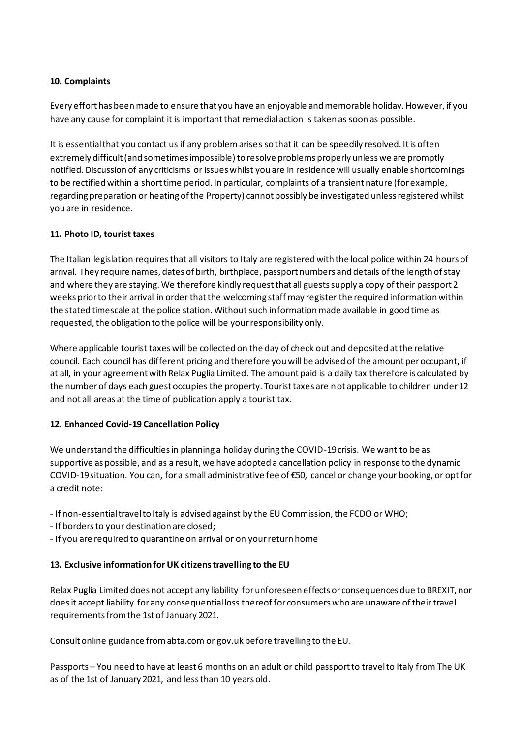**10. Complaints**

Every effort has been made to ensure that you have an enjoyable and memorable holiday. However, if you have any cause for complaint it is important that remedial action is taken as soon as possible.

It is essential that you contact us if any problem arises so that it can be speedily resolved. It is often extremely difficult (and sometimes impossible) to resolve problems properly unless we are promptly notified. Discussion of any criticisms or issues whilst you are in residence will usually enable shortcomings to be rectified within a short time period. In particular, complaints of a transient nature (for example, regarding preparation or heating of the Property) cannot possibly be investigated unless registered whilst you are in residence.

**11. Photo ID, tourist taxes**

The Italian legislation requires that all visitors to Italy are registered with the local police within 24 hours of arrival. They require names, dates of birth, birthplace, passport numbers and details of the length of stay and where they are staying. We therefore kindly request that all guests supply a copy of their passport 2 weeks prior to their arrival in order that the welcoming staff may register the required information within the stated timescale at the police station. Without such information made available in good time as requested, the obligation to the police will be your responsibility only.

Where applicable tourist taxes will be collected on the day of check out and deposited at the relative council. Each council has different pricing and therefore you will be advised of the amount per occupant, if at all, in your agreement with Relax Puglia Limited. The amount paid is a daily tax therefore is calculated by the number of days each guest occupies the property. Tourist taxes are not applicable to children under 12 and not all areas at the time of publication apply a tourist tax.

**12. Enhanced Covid-19 Cancellation Policy**

We understand the difficulties in planning a holiday during the COVID-19 crisis. We want to be as supportive as possible, and as a result, we have adopted a cancellation policy in response to the dynamic COVID-19 situation. You can, for a small administrative fee of €50, cancel or change your booking, or opt for a credit note:

- If non-essential travel to Italy is advised against by the EU Commission, the FCDO or WHO;
- If borders to your destination are closed;
- If you are required to quarantine on arrival or on your return home

**13. Exclusive information for UK citizens travelling to the EU**

Relax Puglia Limited does not accept any liability for unforeseen effects or consequences due to BREXIT, nor does it accept liability for any consequential loss thereof for consumers who are unaware of their travel requirements from the 1st of January 2021.

Consult online guidance from abta.com or gov.uk before travelling to the EU.

Passports – You need to have at least 6 months on an adult or child passport to travel to Italy from The UK as of the 1st of January 2021, and less than 10 years old.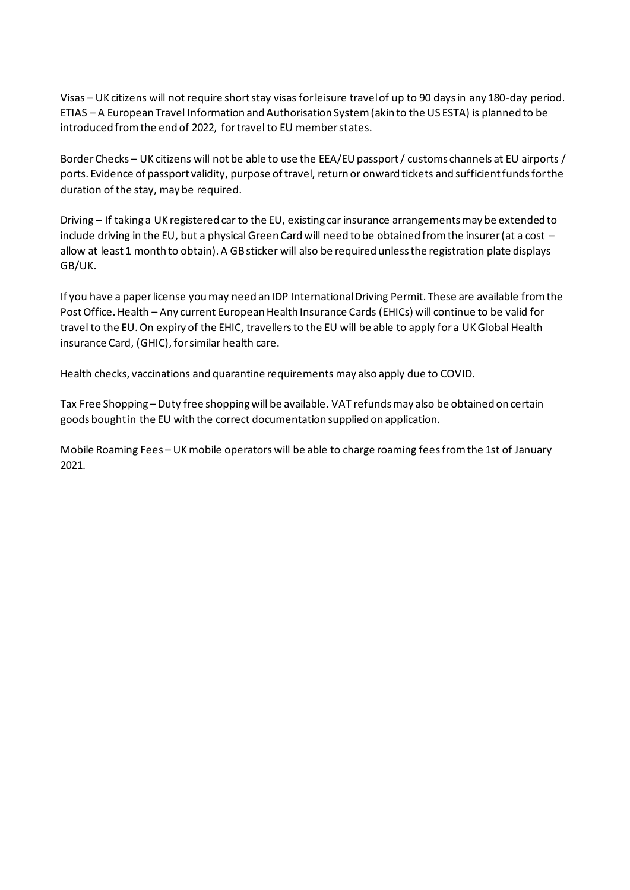Visas – UK citizens will not require short stay visas for leisure travel of up to 90 days in any 180-day period. ETIAS – A European Travel Information and Authorisation System (akin to the US ESTA) is planned to be introduced from the end of 2022, for travel to EU member states.

Border Checks – UK citizens will not be able to use the EEA/EU passport / customs channels at EU airports / ports. Evidence of passport validity, purpose of travel, return or onward tickets and sufficient funds for the duration of the stay, may be required.

Driving – If taking a UK registered car to the EU, existing car insurance arrangements may be extended to include driving in the EU, but a physical Green Card will need to be obtained from the insurer (at a cost – allow at least 1 month to obtain). A GB sticker will also be required unless the registration plate displays GB/UK.

If you have a paper license you may need an IDP International Driving Permit. These are available from the Post Office. Health – Any current European Health Insurance Cards (EHICs) will continue to be valid for travel to the EU. On expiry of the EHIC, travellers to the EU will be able to apply for a UK Global Health insurance Card, (GHIC), for similar health care.

Health checks, vaccinations and quarantine requirements may also apply due to COVID.

Tax Free Shopping – Duty free shopping will be available. VAT refunds may also be obtained on certain goods bought in the EU with the correct documentation supplied on application.

Mobile Roaming Fees – UK mobile operators will be able to charge roaming fees from the 1st of January 2021.